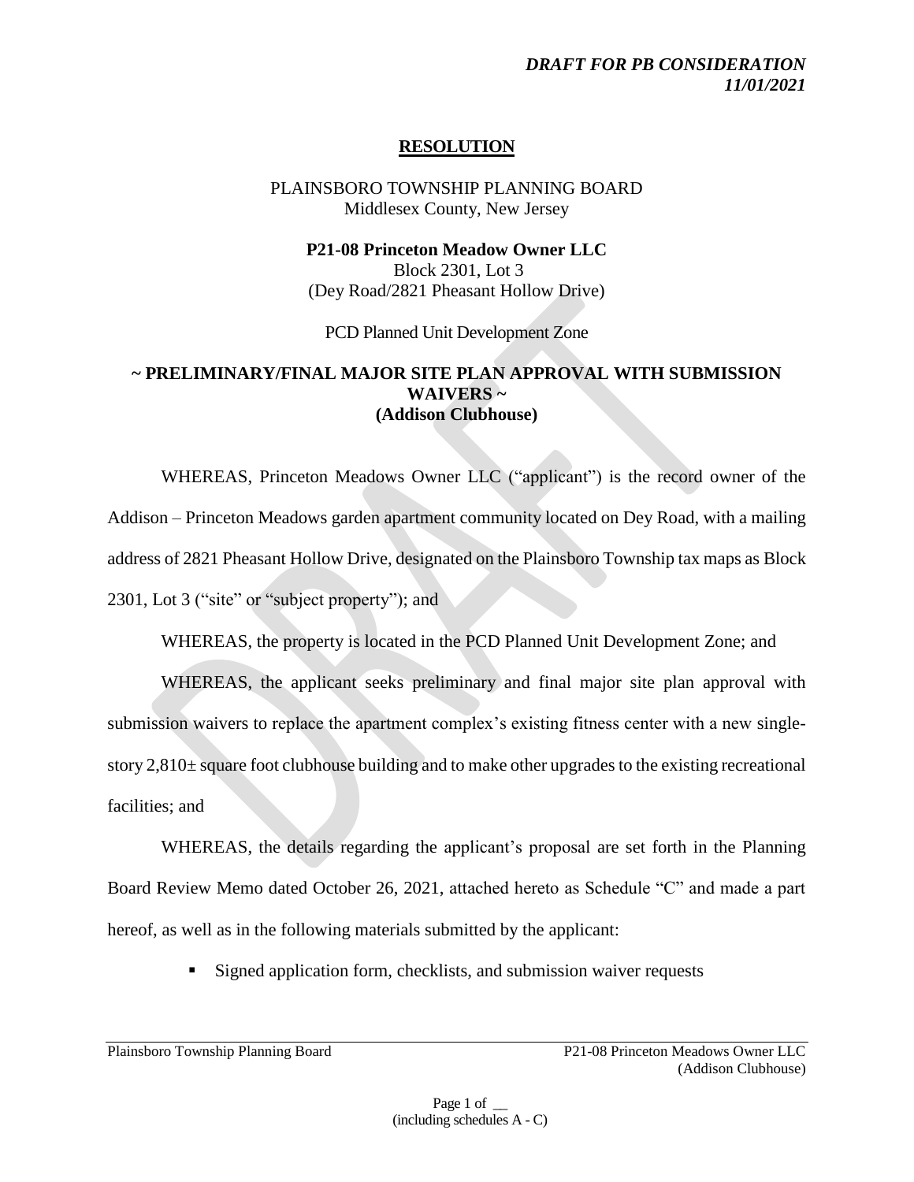*DRAFT FOR PB CONSIDERATION*
*11/01/2021*

# RESOLUTION

PLAINSBORO TOWNSHIP PLANNING BOARD
Middlesex County, New Jersey

**P21-08 Princeton Meadow Owner LLC**
Block 2301, Lot 3
(Dey Road/2821 Pheasant Hollow Drive)

PCD Planned Unit Development Zone

**~ PRELIMINARY/FINAL MAJOR SITE PLAN APPROVAL WITH SUBMISSION WAIVERS ~**
**(Addison Clubhouse)**

WHEREAS, Princeton Meadows Owner LLC ("applicant") is the record owner of the Addison – Princeton Meadows garden apartment community located on Dey Road, with a mailing address of 2821 Pheasant Hollow Drive, designated on the Plainsboro Township tax maps as Block 2301, Lot 3 ("site" or "subject property"); and

WHEREAS, the property is located in the PCD Planned Unit Development Zone; and

WHEREAS, the applicant seeks preliminary and final major site plan approval with submission waivers to replace the apartment complex's existing fitness center with a new single-story 2,810± square foot clubhouse building and to make other upgrades to the existing recreational facilities; and

WHEREAS, the details regarding the applicant's proposal are set forth in the Planning Board Review Memo dated October 26, 2021, attached hereto as Schedule "C" and made a part hereof, as well as in the following materials submitted by the applicant:

- Signed application form, checklists, and submission waiver requests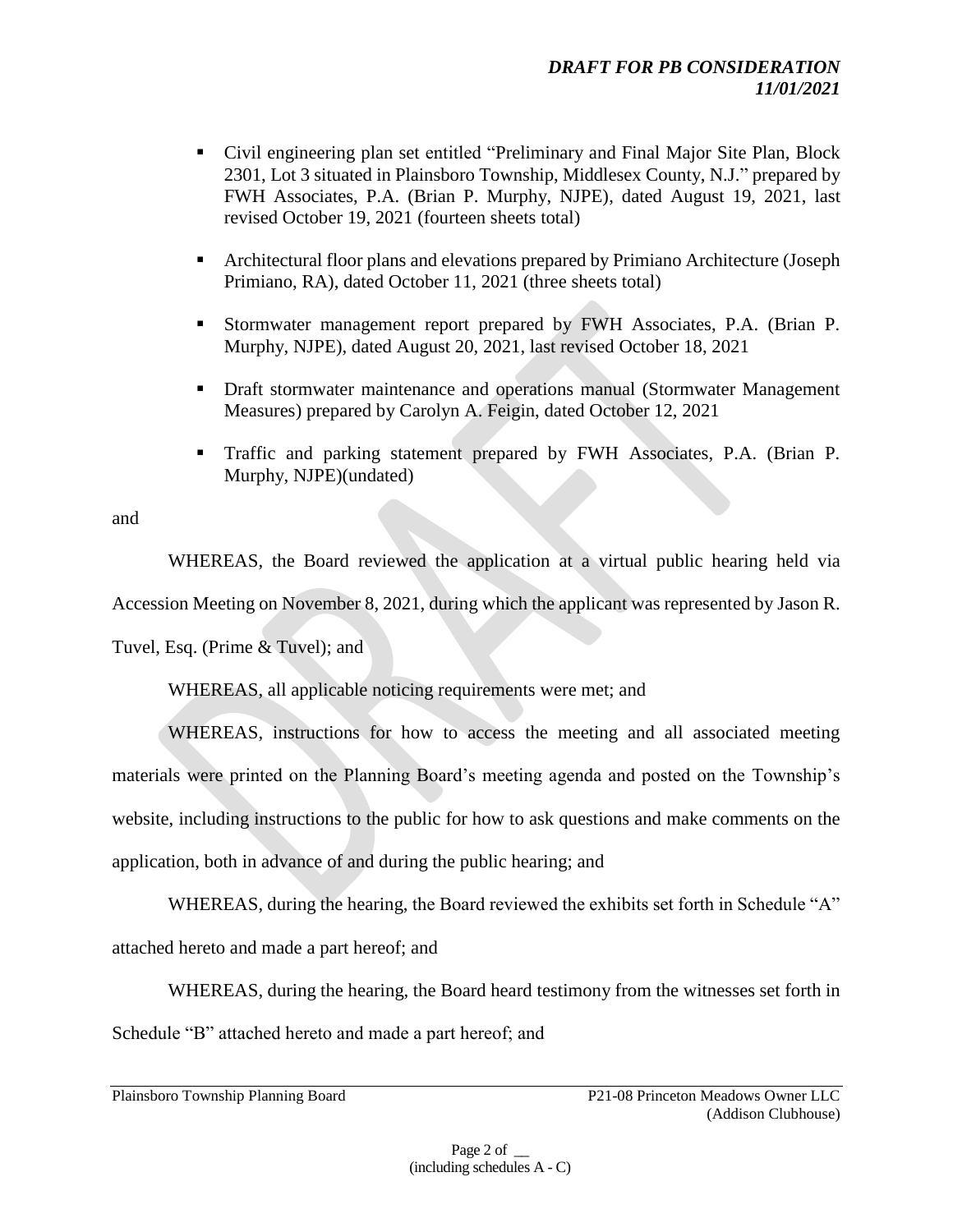- Civil engineering plan set entitled "Preliminary and Final Major Site Plan, Block 2301, Lot 3 situated in Plainsboro Township, Middlesex County, N.J." prepared by FWH Associates, P.A. (Brian P. Murphy, NJPE), dated August 19, 2021, last revised October 19, 2021 (fourteen sheets total)
- Architectural floor plans and elevations prepared by Primiano Architecture (Joseph Primiano, RA), dated October 11, 2021 (three sheets total)
- Stormwater management report prepared by FWH Associates, P.A. (Brian P. Murphy, NJPE), dated August 20, 2021, last revised October 18, 2021
- Draft stormwater maintenance and operations manual (Stormwater Management Measures) prepared by Carolyn A. Feigin, dated October 12, 2021
- Traffic and parking statement prepared by FWH Associates, P.A. (Brian P. Murphy, NJPE)(undated)

and

WHEREAS, the Board reviewed the application at a virtual public hearing held via Accession Meeting on November 8, 2021, during which the applicant was represented by Jason R. Tuvel, Esq. (Prime & Tuvel); and

WHEREAS, all applicable noticing requirements were met; and

WHEREAS, instructions for how to access the meeting and all associated meeting materials were printed on the Planning Board's meeting agenda and posted on the Township's website, including instructions to the public for how to ask questions and make comments on the application, both in advance of and during the public hearing; and

WHEREAS, during the hearing, the Board reviewed the exhibits set forth in Schedule "A" attached hereto and made a part hereof; and

WHEREAS, during the hearing, the Board heard testimony from the witnesses set forth in Schedule "B" attached hereto and made a part hereof; and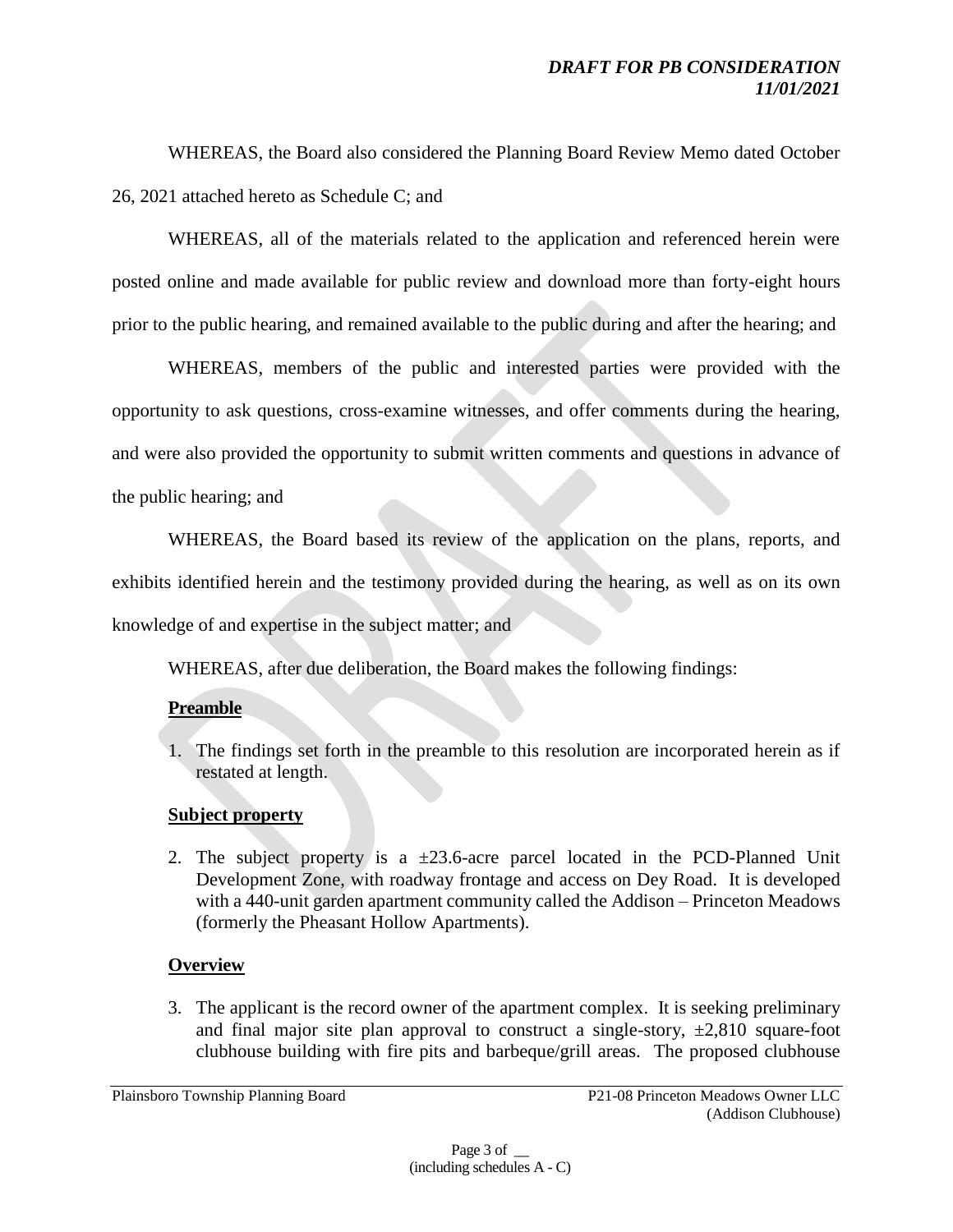WHEREAS, the Board also considered the Planning Board Review Memo dated October 26, 2021 attached hereto as Schedule C; and

WHEREAS, all of the materials related to the application and referenced herein were posted online and made available for public review and download more than forty-eight hours prior to the public hearing, and remained available to the public during and after the hearing; and

WHEREAS, members of the public and interested parties were provided with the opportunity to ask questions, cross-examine witnesses, and offer comments during the hearing, and were also provided the opportunity to submit written comments and questions in advance of the public hearing; and

WHEREAS, the Board based its review of the application on the plans, reports, and exhibits identified herein and the testimony provided during the hearing, as well as on its own knowledge of and expertise in the subject matter; and

WHEREAS, after due deliberation, the Board makes the following findings:

**Preamble**

1. The findings set forth in the preamble to this resolution are incorporated herein as if restated at length.

**Subject property**

2. The subject property is a ±23.6-acre parcel located in the PCD-Planned Unit Development Zone, with roadway frontage and access on Dey Road. It is developed with a 440-unit garden apartment community called the Addison – Princeton Meadows (formerly the Pheasant Hollow Apartments).

**Overview**

3. The applicant is the record owner of the apartment complex. It is seeking preliminary and final major site plan approval to construct a single-story, ±2,810 square-foot clubhouse building with fire pits and barbeque/grill areas. The proposed clubhouse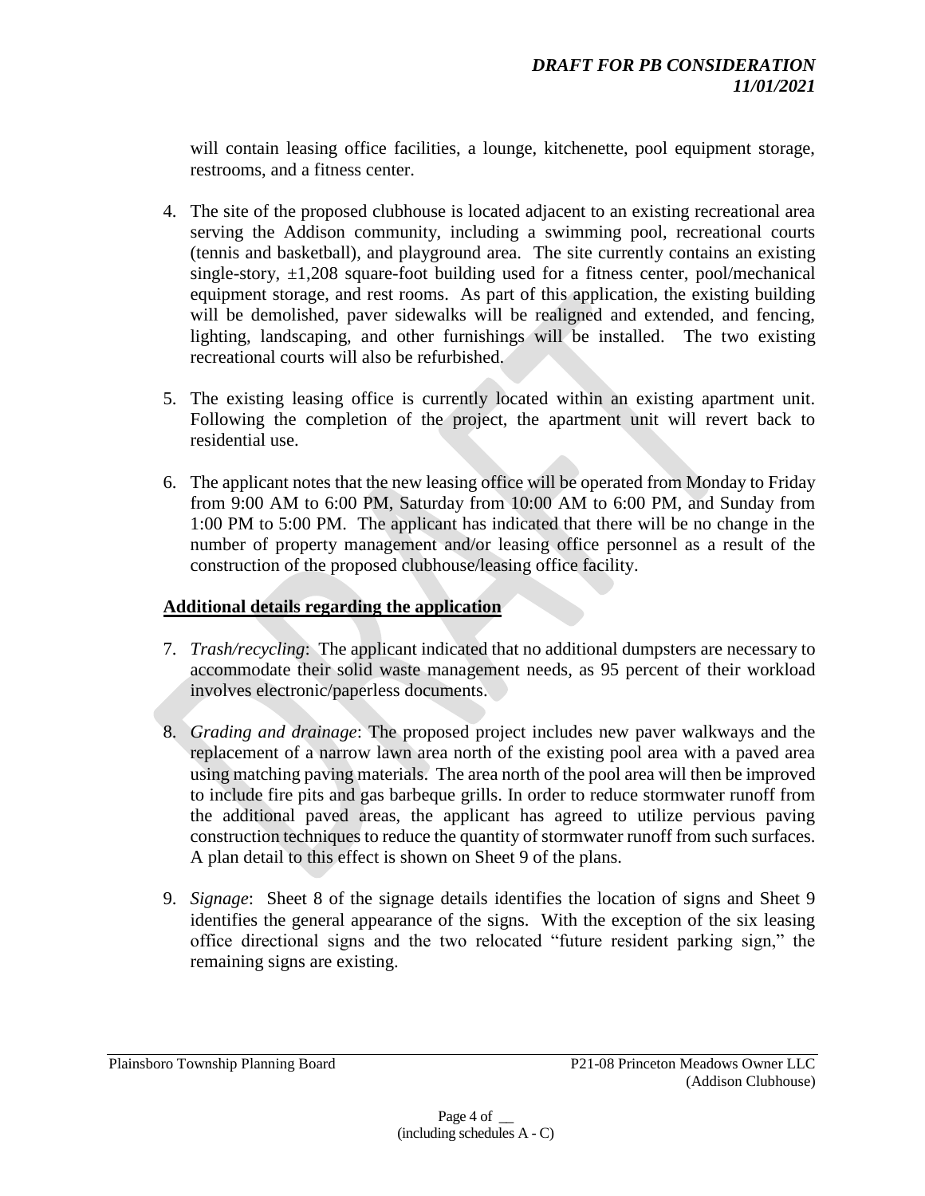will contain leasing office facilities, a lounge, kitchenette, pool equipment storage, restrooms, and a fitness center.

4. The site of the proposed clubhouse is located adjacent to an existing recreational area serving the Addison community, including a swimming pool, recreational courts (tennis and basketball), and playground area. The site currently contains an existing single-story, ±1,208 square-foot building used for a fitness center, pool/mechanical equipment storage, and rest rooms. As part of this application, the existing building will be demolished, paver sidewalks will be realigned and extended, and fencing, lighting, landscaping, and other furnishings will be installed. The two existing recreational courts will also be refurbished.

5. The existing leasing office is currently located within an existing apartment unit. Following the completion of the project, the apartment unit will revert back to residential use.

6. The applicant notes that the new leasing office will be operated from Monday to Friday from 9:00 AM to 6:00 PM, Saturday from 10:00 AM to 6:00 PM, and Sunday from 1:00 PM to 5:00 PM. The applicant has indicated that there will be no change in the number of property management and/or leasing office personnel as a result of the construction of the proposed clubhouse/leasing office facility.

**Additional details regarding the application**

7. *Trash/recycling*: The applicant indicated that no additional dumpsters are necessary to accommodate their solid waste management needs, as 95 percent of their workload involves electronic/paperless documents.

8. *Grading and drainage*: The proposed project includes new paver walkways and the replacement of a narrow lawn area north of the existing pool area with a paved area using matching paving materials. The area north of the pool area will then be improved to include fire pits and gas barbeque grills. In order to reduce stormwater runoff from the additional paved areas, the applicant has agreed to utilize pervious paving construction techniques to reduce the quantity of stormwater runoff from such surfaces. A plan detail to this effect is shown on Sheet 9 of the plans.

9. *Signage*: Sheet 8 of the signage details identifies the location of signs and Sheet 9 identifies the general appearance of the signs. With the exception of the six leasing office directional signs and the two relocated "future resident parking sign," the remaining signs are existing.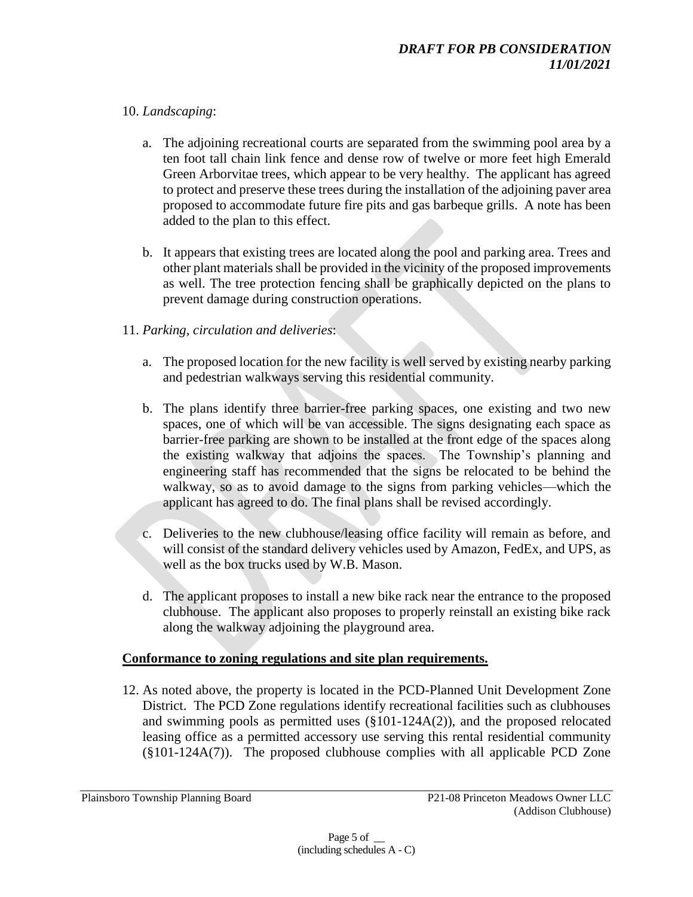10. *Landscaping*:

    a. The adjoining recreational courts are separated from the swimming pool area by a ten foot tall chain link fence and dense row of twelve or more feet high Emerald Green Arborvitae trees, which appear to be very healthy. The applicant has agreed to protect and preserve these trees during the installation of the adjoining paver area proposed to accommodate future fire pits and gas barbeque grills. A note has been added to the plan to this effect.

    b. It appears that existing trees are located along the pool and parking area. Trees and other plant materials shall be provided in the vicinity of the proposed improvements as well. The tree protection fencing shall be graphically depicted on the plans to prevent damage during construction operations.

11. *Parking, circulation and deliveries*:

    a. The proposed location for the new facility is well served by existing nearby parking and pedestrian walkways serving this residential community.

    b. The plans identify three barrier-free parking spaces, one existing and two new spaces, one of which will be van accessible. The signs designating each space as barrier-free parking are shown to be installed at the front edge of the spaces along the existing walkway that adjoins the spaces. The Township's planning and engineering staff has recommended that the signs be relocated to be behind the walkway, so as to avoid damage to the signs from parking vehicles—which the applicant has agreed to do. The final plans shall be revised accordingly.

    c. Deliveries to the new clubhouse/leasing office facility will remain as before, and will consist of the standard delivery vehicles used by Amazon, FedEx, and UPS, as well as the box trucks used by W.B. Mason.

    d. The applicant proposes to install a new bike rack near the entrance to the proposed clubhouse. The applicant also proposes to properly reinstall an existing bike rack along the walkway adjoining the playground area.

**Conformance to zoning regulations and site plan requirements.**

12. As noted above, the property is located in the PCD-Planned Unit Development Zone District. The PCD Zone regulations identify recreational facilities such as clubhouses and swimming pools as permitted uses (§101-124A(2)), and the proposed relocated leasing office as a permitted accessory use serving this rental residential community (§101-124A(7)). The proposed clubhouse complies with all applicable PCD Zone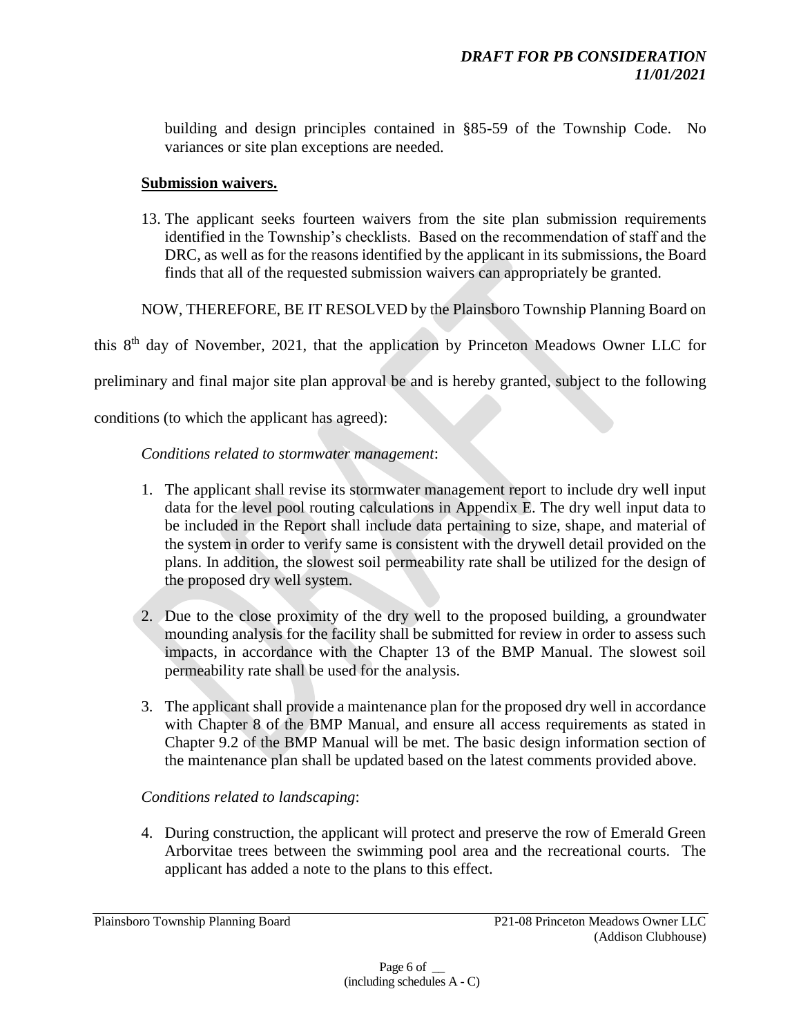building and design principles contained in §85-59 of the Township Code. No variances or site plan exceptions are needed.

**Submission waivers.**

13. The applicant seeks fourteen waivers from the site plan submission requirements identified in the Township's checklists. Based on the recommendation of staff and the DRC, as well as for the reasons identified by the applicant in its submissions, the Board finds that all of the requested submission waivers can appropriately be granted.

NOW, THEREFORE, BE IT RESOLVED by the Plainsboro Township Planning Board on this 8th day of November, 2021, that the application by Princeton Meadows Owner LLC for preliminary and final major site plan approval be and is hereby granted, subject to the following conditions (to which the applicant has agreed):

*Conditions related to stormwater management*:

1. The applicant shall revise its stormwater management report to include dry well input data for the level pool routing calculations in Appendix E. The dry well input data to be included in the Report shall include data pertaining to size, shape, and material of the system in order to verify same is consistent with the drywell detail provided on the plans. In addition, the slowest soil permeability rate shall be utilized for the design of the proposed dry well system.

2. Due to the close proximity of the dry well to the proposed building, a groundwater mounding analysis for the facility shall be submitted for review in order to assess such impacts, in accordance with the Chapter 13 of the BMP Manual. The slowest soil permeability rate shall be used for the analysis.

3. The applicant shall provide a maintenance plan for the proposed dry well in accordance with Chapter 8 of the BMP Manual, and ensure all access requirements as stated in Chapter 9.2 of the BMP Manual will be met. The basic design information section of the maintenance plan shall be updated based on the latest comments provided above.

*Conditions related to landscaping*:

4. During construction, the applicant will protect and preserve the row of Emerald Green Arborvitae trees between the swimming pool area and the recreational courts. The applicant has added a note to the plans to this effect.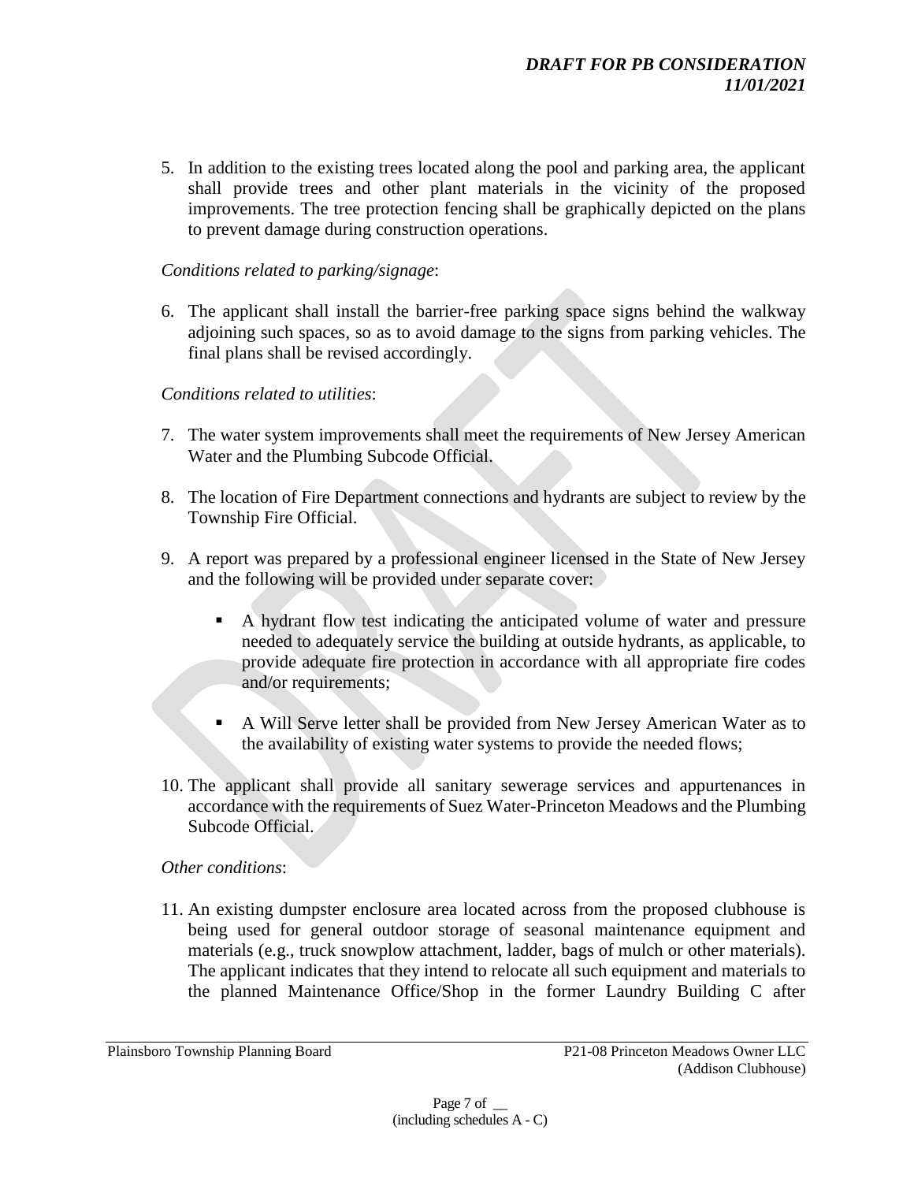5. In addition to the existing trees located along the pool and parking area, the applicant shall provide trees and other plant materials in the vicinity of the proposed improvements. The tree protection fencing shall be graphically depicted on the plans to prevent damage during construction operations.

*Conditions related to parking/signage*:

6. The applicant shall install the barrier-free parking space signs behind the walkway adjoining such spaces, so as to avoid damage to the signs from parking vehicles. The final plans shall be revised accordingly.

*Conditions related to utilities*:

7. The water system improvements shall meet the requirements of New Jersey American Water and the Plumbing Subcode Official.

8. The location of Fire Department connections and hydrants are subject to review by the Township Fire Official.

9. A report was prepared by a professional engineer licensed in the State of New Jersey and the following will be provided under separate cover:

   - A hydrant flow test indicating the anticipated volume of water and pressure needed to adequately service the building at outside hydrants, as applicable, to provide adequate fire protection in accordance with all appropriate fire codes and/or requirements;

   - A Will Serve letter shall be provided from New Jersey American Water as to the availability of existing water systems to provide the needed flows;

10. The applicant shall provide all sanitary sewerage services and appurtenances in accordance with the requirements of Suez Water-Princeton Meadows and the Plumbing Subcode Official.

*Other conditions*:

11. An existing dumpster enclosure area located across from the proposed clubhouse is being used for general outdoor storage of seasonal maintenance equipment and materials (e.g., truck snowplow attachment, ladder, bags of mulch or other materials). The applicant indicates that they intend to relocate all such equipment and materials to the planned Maintenance Office/Shop in the former Laundry Building C after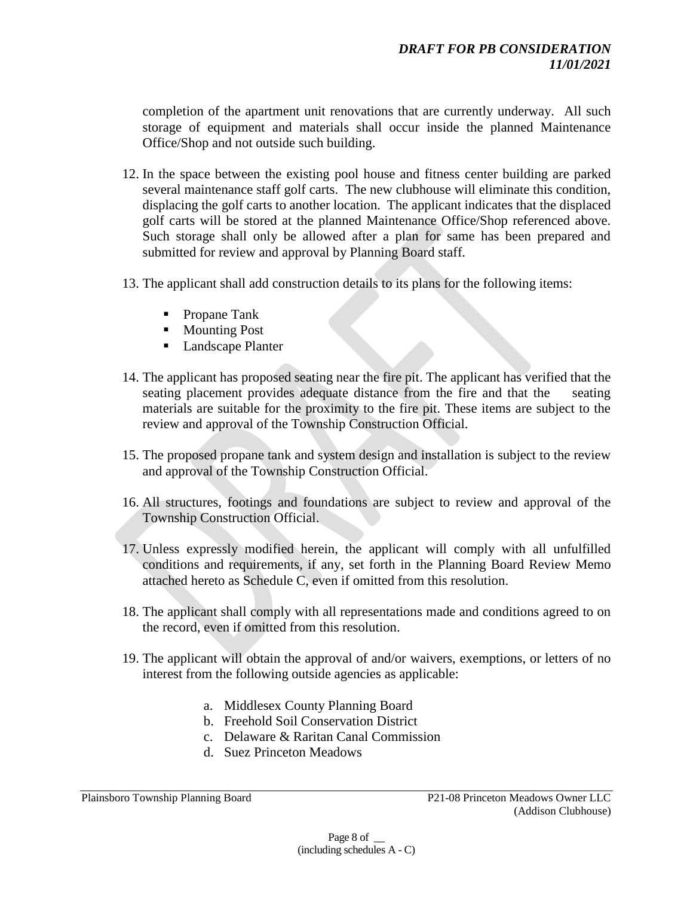completion of the apartment unit renovations that are currently underway. All such storage of equipment and materials shall occur inside the planned Maintenance Office/Shop and not outside such building.

12. In the space between the existing pool house and fitness center building are parked several maintenance staff golf carts. The new clubhouse will eliminate this condition, displacing the golf carts to another location. The applicant indicates that the displaced golf carts will be stored at the planned Maintenance Office/Shop referenced above. Such storage shall only be allowed after a plan for same has been prepared and submitted for review and approval by Planning Board staff.

13. The applicant shall add construction details to its plans for the following items:

    - Propane Tank
    - Mounting Post
    - Landscape Planter

14. The applicant has proposed seating near the fire pit. The applicant has verified that the seating placement provides adequate distance from the fire and that the seating materials are suitable for the proximity to the fire pit. These items are subject to the review and approval of the Township Construction Official.

15. The proposed propane tank and system design and installation is subject to the review and approval of the Township Construction Official.

16. All structures, footings and foundations are subject to review and approval of the Township Construction Official.

17. Unless expressly modified herein, the applicant will comply with all unfulfilled conditions and requirements, if any, set forth in the Planning Board Review Memo attached hereto as Schedule C, even if omitted from this resolution.

18. The applicant shall comply with all representations made and conditions agreed to on the record, even if omitted from this resolution.

19. The applicant will obtain the approval of and/or waivers, exemptions, or letters of no interest from the following outside agencies as applicable:

    a. Middlesex County Planning Board
    b. Freehold Soil Conservation District
    c. Delaware & Raritan Canal Commission
    d. Suez Princeton Meadows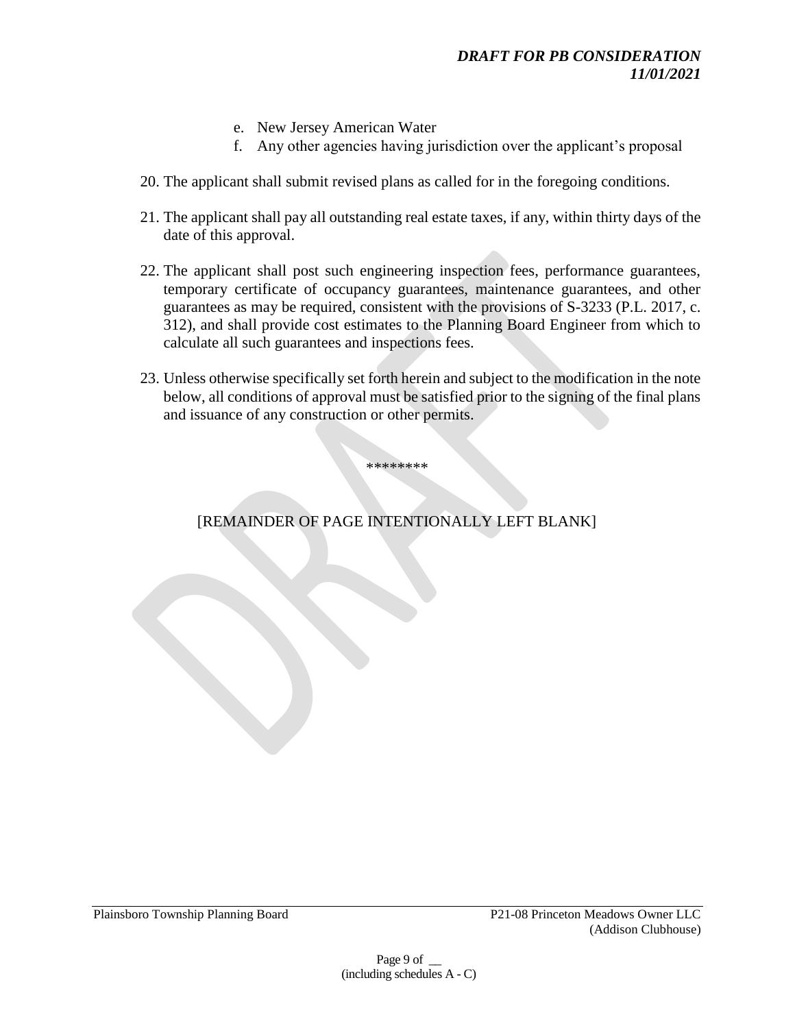e. New Jersey American Water
f. Any other agencies having jurisdiction over the applicant's proposal

20. The applicant shall submit revised plans as called for in the foregoing conditions.

21. The applicant shall pay all outstanding real estate taxes, if any, within thirty days of the date of this approval.

22. The applicant shall post such engineering inspection fees, performance guarantees, temporary certificate of occupancy guarantees, maintenance guarantees, and other guarantees as may be required, consistent with the provisions of S-3233 (P.L. 2017, c. 312), and shall provide cost estimates to the Planning Board Engineer from which to calculate all such guarantees and inspections fees.

23. Unless otherwise specifically set forth herein and subject to the modification in the note below, all conditions of approval must be satisfied prior to the signing of the final plans and issuance of any construction or other permits.

********

[REMAINDER OF PAGE INTENTIONALLY LEFT BLANK]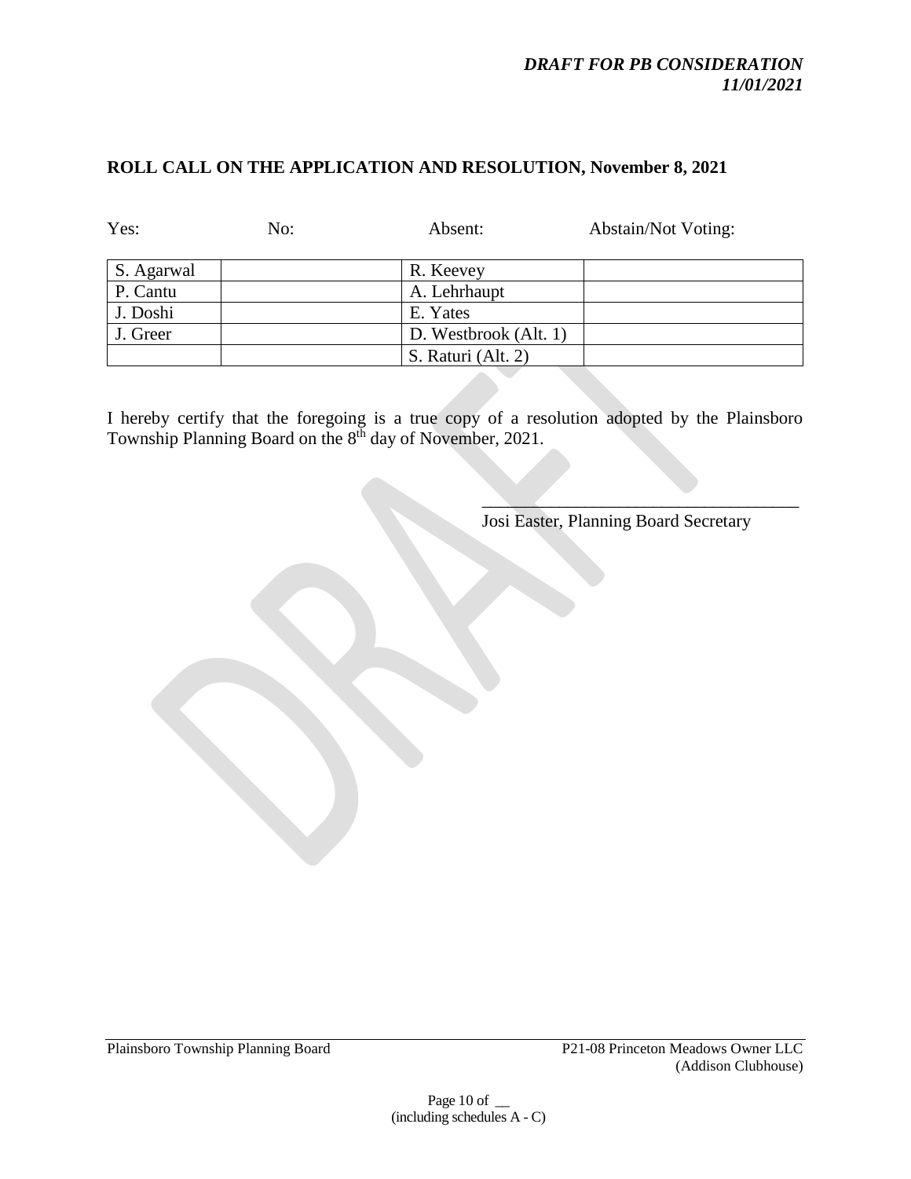*DRAFT FOR PB CONSIDERATION*
*11/01/2021*

**ROLL CALL ON THE APPLICATION AND RESOLUTION, November 8, 2021**

| Yes: | No: | Absent: | Abstain/Not Voting: |
|---|---|---|---|
| S. Agarwal | | R. Keevey | |
| P. Cantu | | A. Lehrhaupt | |
| J. Doshi | | E. Yates | |
| J. Greer | | D. Westbrook (Alt. 1) | |
| | | S. Raturi (Alt. 2) | |

I hereby certify that the foregoing is a true copy of a resolution adopted by the Plainsboro Township Planning Board on the 8th day of November, 2021.

\_\_\_\_\_\_\_\_\_\_\_\_\_\_\_\_\_\_\_\_\_\_\_\_\_\_\_\_\_\_\_\_\_\_\_\_
Josi Easter, Planning Board Secretary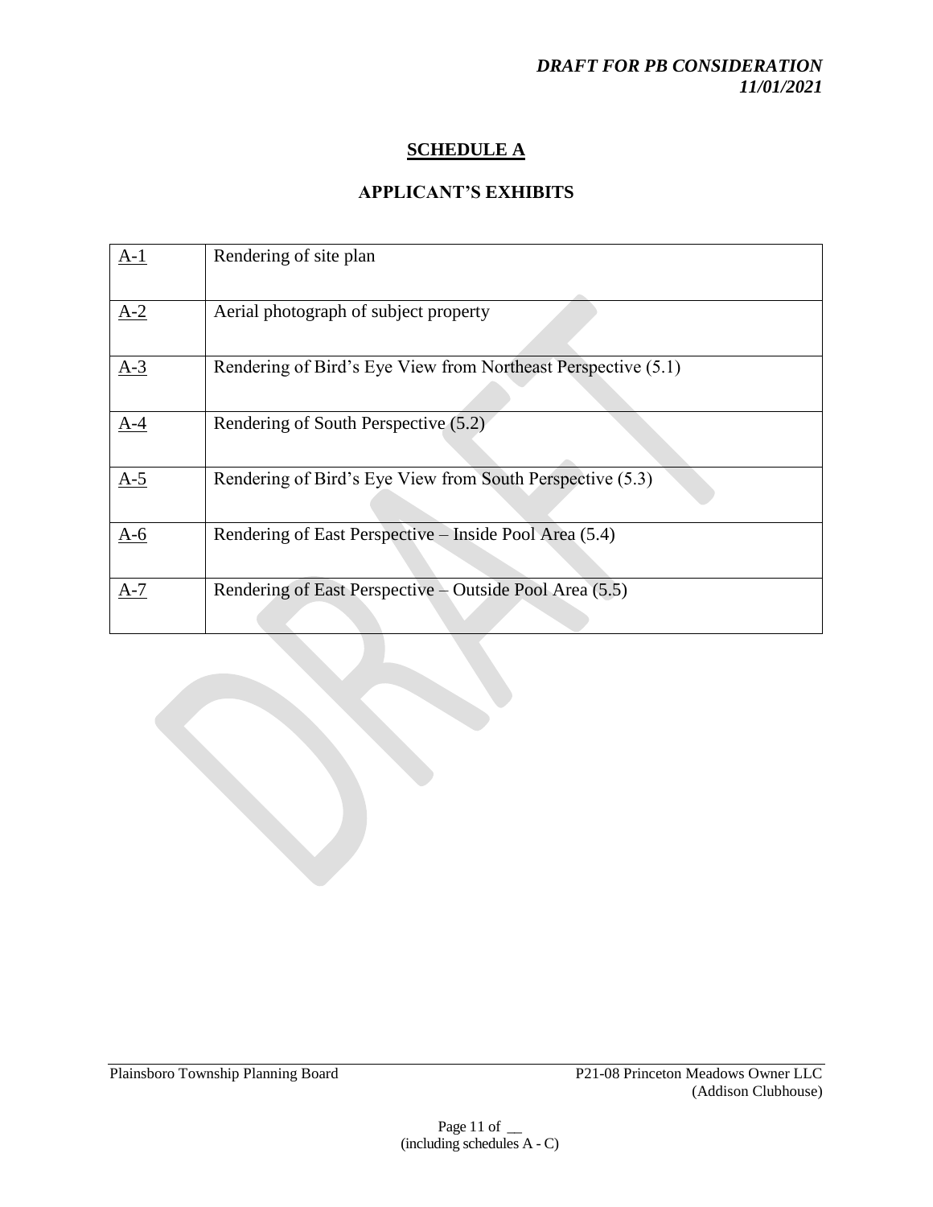*DRAFT FOR PB CONSIDERATION*
*11/01/2021*

# SCHEDULE A

## APPLICANT'S EXHIBITS

| | |
|---|---|
| A-1 | Rendering of site plan |
| A-2 | Aerial photograph of subject property |
| A-3 | Rendering of Bird's Eye View from Northeast Perspective (5.1) |
| A-4 | Rendering of South Perspective (5.2) |
| A-5 | Rendering of Bird's Eye View from South Perspective (5.3) |
| A-6 | Rendering of East Perspective – Inside Pool Area (5.4) |
| A-7 | Rendering of East Perspective – Outside Pool Area (5.5) |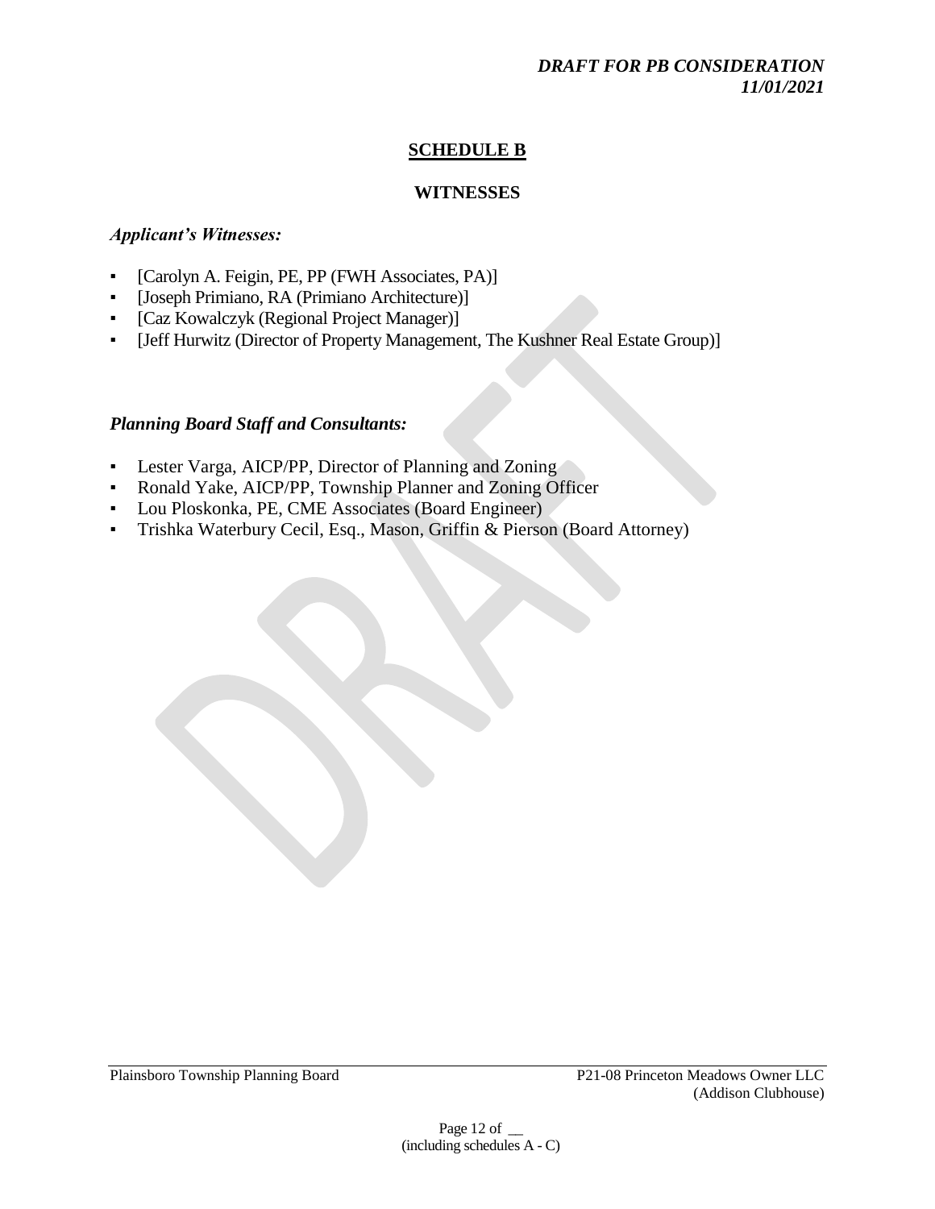## SCHEDULE B

### WITNESSES

***Applicant's Witnesses:***

- [Carolyn A. Feigin, PE, PP (FWH Associates, PA)]
- [Joseph Primiano, RA (Primiano Architecture)]
- [Caz Kowalczyk (Regional Project Manager)]
- [Jeff Hurwitz (Director of Property Management, The Kushner Real Estate Group)]

***Planning Board Staff and Consultants:***

- Lester Varga, AICP/PP, Director of Planning and Zoning
- Ronald Yake, AICP/PP, Township Planner and Zoning Officer
- Lou Ploskonka, PE, CME Associates (Board Engineer)
- Trishka Waterbury Cecil, Esq., Mason, Griffin & Pierson (Board Attorney)